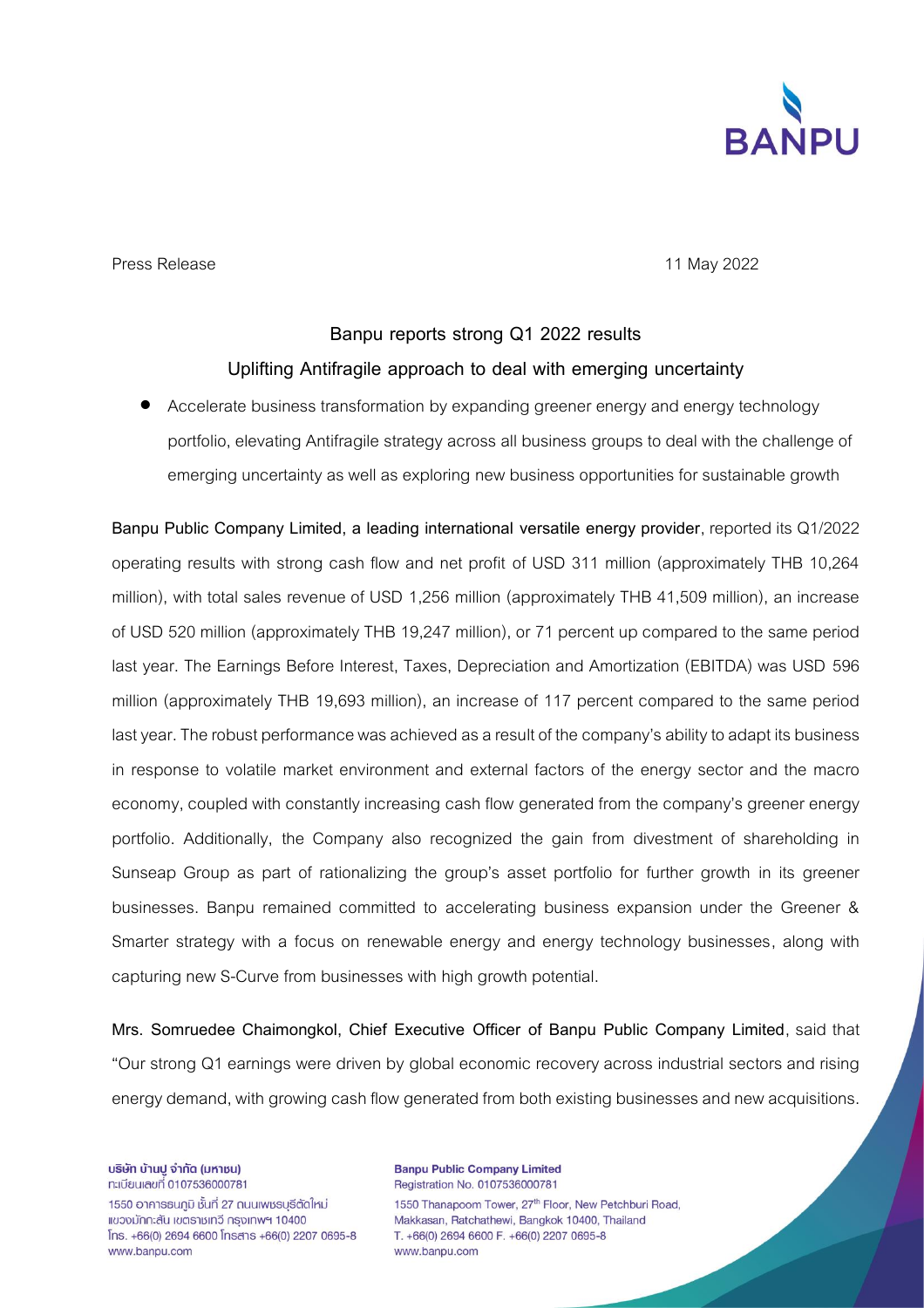Press Release 11 May 2022

## Banpu reports strong Q1 2022 results

### Uplifting Antifragile approach to deal with emerging uncertainty

- Accelerate business transformation by expanding greener energy and energy technology portfolio, elevating Antifragile strategy across all business groups to deal with the challenge of emerging uncertainty as well as exploring new business opportunities for sustainable growth

**Banpu Public Company Limited, a leading international versatile energy provider**, reported its Q1/2022 operating results with strong cash flow and net profit of USD 311 million (approximately THB 10,264 million), with total sales revenue of USD 1,256 million (approximately THB 41,509 million), an increase of USD 520 million (approximately THB 19,247 million), or 71 percent up compared to the same period last year. The Earnings Before Interest, Taxes, Depreciation and Amortization (EBITDA) was USD 596 million (approximately THB 19,693 million), an increase of 117 percent compared to the same period last year. The robust performance was achieved as a result of the company's ability to adapt its business in response to volatile market environment and external factors of the energy sector and the macro economy, coupled with constantly increasing cash flow generated from the company's greener energy portfolio. Additionally, the Company also recognized the gain from divestment of shareholding in Sunseap Group as part of rationalizing the group's asset portfolio for further growth in its greener businesses. Banpu remained committed to accelerating business expansion under the Greener & Smarter strategy with a focus on renewable energy and energy technology businesses, along with capturing new S-Curve from businesses with high growth potential.

**Mrs. Somruedee Chaimongkol, Chief Executive Officer of Banpu Public Company Limited**, said that "Our strong Q1 earnings were driven by global economic recovery across industrial sectors and rising energy demand, with growing cash flow generated from both existing businesses and new acquisitions.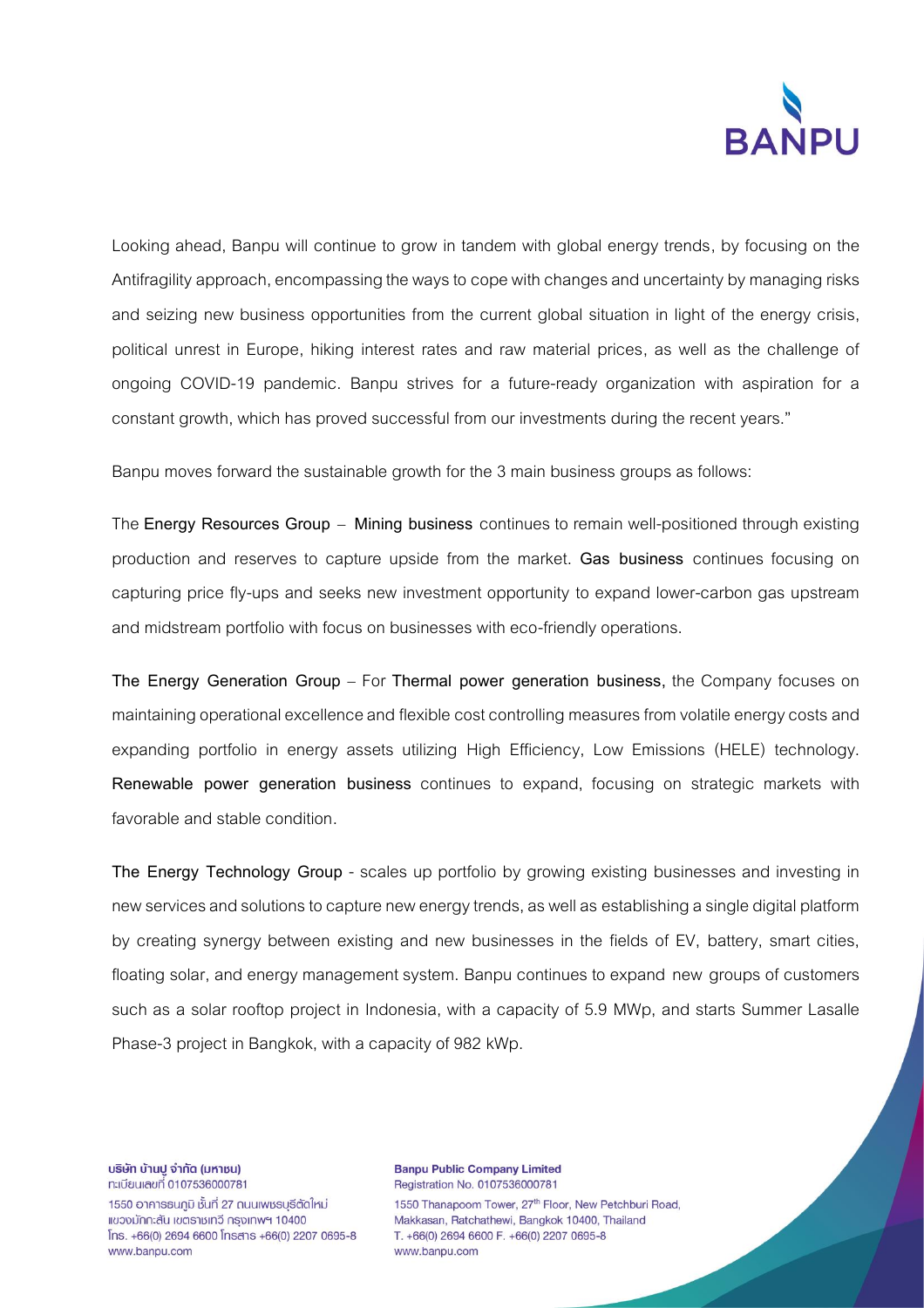Looking ahead, Banpu will continue to grow in tandem with global energy trends, by focusing on the Antifragility approach, encompassing the ways to cope with changes and uncertainty by managing risks and seizing new business opportunities from the current global situation in light of the energy crisis, political unrest in Europe, hiking interest rates and raw material prices, as well as the challenge of ongoing COVID-19 pandemic. Banpu strives for a future-ready organization with aspiration for a constant growth, which has proved successful from our investments during the recent years."

Banpu moves forward the sustainable growth for the 3 main business groups as follows:

The **Energy Resources Group** – **Mining business** continues to remain well-positioned through existing production and reserves to capture upside from the market. **Gas business** continues focusing on capturing price fly-ups and seeks new investment opportunity to expand lower-carbon gas upstream and midstream portfolio with focus on businesses with eco-friendly operations.

**The Energy Generation Group** – For **Thermal power generation business,** the Company focuses on maintaining operational excellence and flexible cost controlling measures from volatile energy costs and expanding portfolio in energy assets utilizing High Efficiency, Low Emissions (HELE) technology. **Renewable power generation business** continues to expand, focusing on strategic markets with favorable and stable condition.

**The Energy Technology Group** - scales up portfolio by growing existing businesses and investing in new services and solutions to capture new energy trends, as well as establishing a single digital platform by creating synergy between existing and new businesses in the fields of EV, battery, smart cities, floating solar, and energy management system. Banpu continues to expand new groups of customers such as a solar rooftop project in Indonesia, with a capacity of 5.9 MWp, and starts Summer Lasalle Phase-3 project in Bangkok, with a capacity of 982 kWp.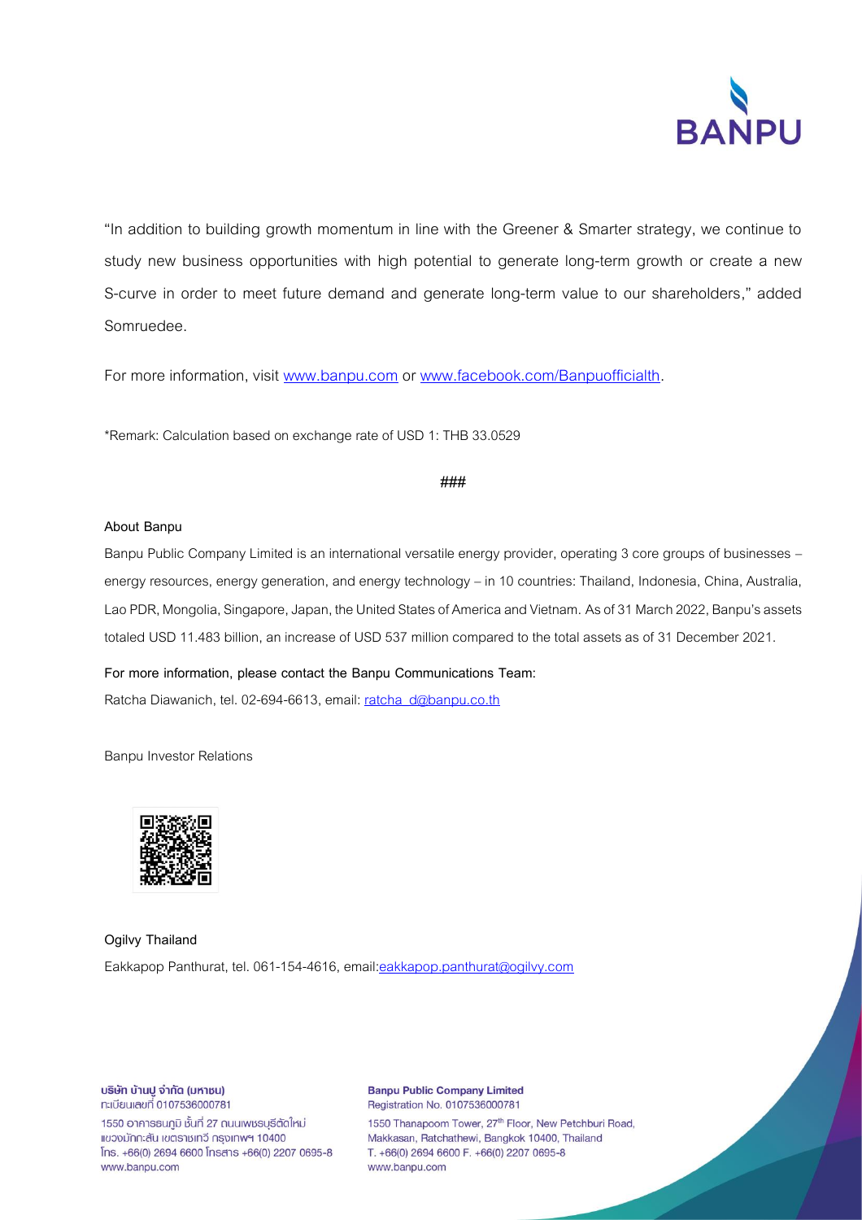"In addition to building growth momentum in line with the Greener & Smarter strategy, we continue to study new business opportunities with high potential to generate long-term growth or create a new S-curve in order to meet future demand and generate long-term value to our shareholders," added Somruedee.

For more information, visit www.banpu.com or www.facebook.com/Banpuofficialth.

*Remark: Calculation based on exchange rate of USD 1: THB 33.0529

###

**About Banpu**

Banpu Public Company Limited is an international versatile energy provider, operating 3 core groups of businesses – energy resources, energy generation, and energy technology – in 10 countries: Thailand, Indonesia, China, Australia, Lao PDR, Mongolia, Singapore, Japan, the United States of America and Vietnam. As of 31 March 2022, Banpu's assets totaled USD 11.483 billion, an increase of USD 537 million compared to the total assets as of 31 December 2021.

**For more information, please contact the Banpu Communications Team:**

Ratcha Diawanich, tel. 02-694-6613, email: ratcha_d@banpu.co.th

Banpu Investor Relations

**Ogilvy Thailand**

Eakkapop Panthurat, tel. 061-154-4616, email:eakkapop.panthurat@ogilvy.com

บริษัท บ้านปู จำกัด (มหาชน)
ทะเบียนเลขที่ 0107536000781
1550 อาคารธนภูมิ ชั้นที่ 27 ถนนเพชรบุรีตัดใหม่
แขวงมักกะสัน เขตราชเทวี กรุงเทพฯ 10400
โทร. +66(0) 2694 6600 โทรสาร +66(0) 2207 0695-8
www.banpu.com

**Banpu Public Company Limited**
Registration No. 0107536000781
1550 Thanapoom Tower, 27th Floor, New Petchburi Road, Makkasan, Ratchathewi, Bangkok 10400, Thailand
T. +66(0) 2694 6600 F. +66(0) 2207 0695-8
www.banpu.com